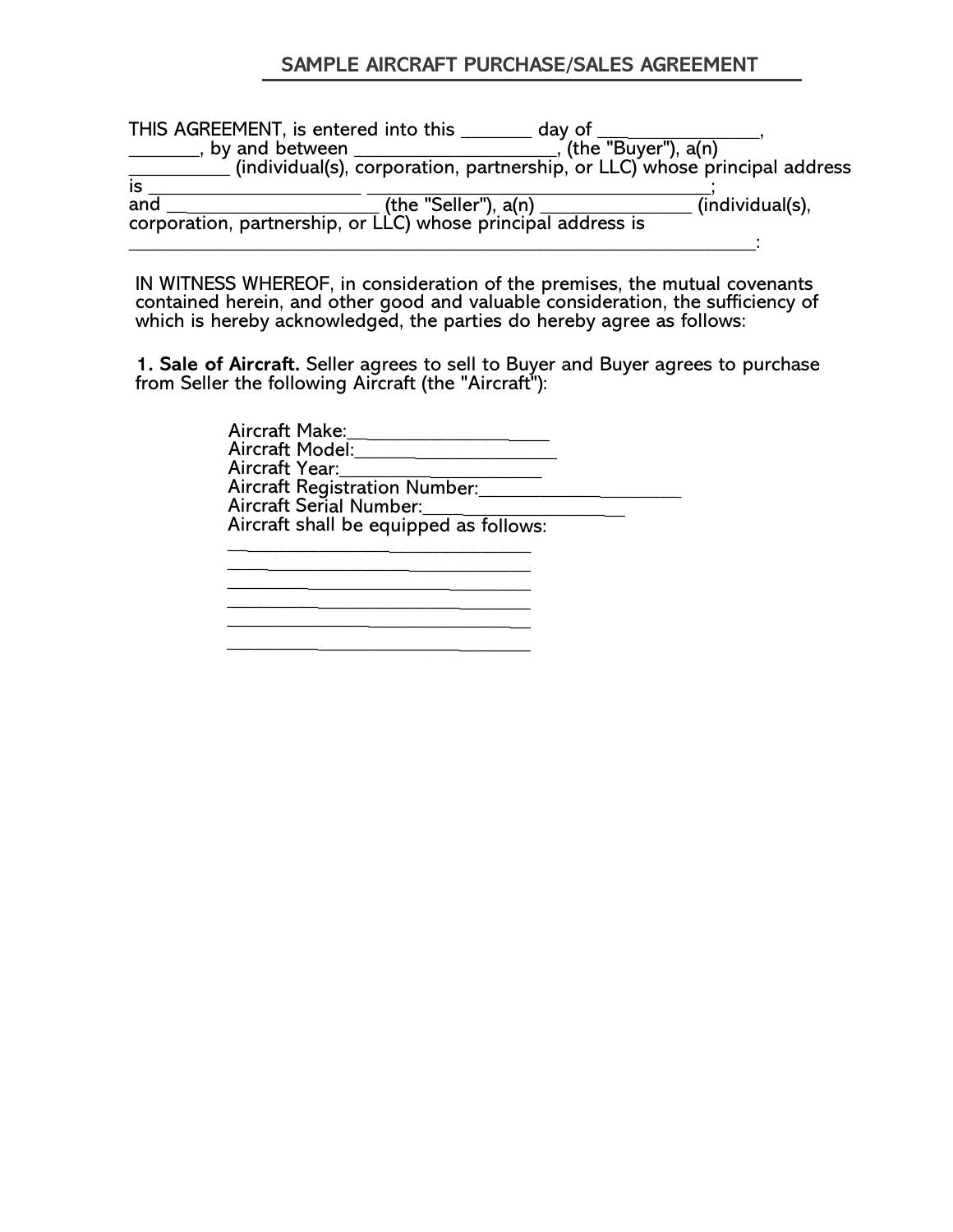## SAMPLE AIRCRAFT PURCHASE/SALES AGREEMENT

THIS AGREEMENT, is entered into this _______ day of _______________, _______, by and between ___________________, (the "Buyer"), a(n) __________ (individual(s), corporation, partnership, or LLC) whose principal address is _____________________ ________________________________; and ____________________ (the "Seller"), a(n) _______________ (individual(s), corporation, partnership, or LLC) whose principal address is _______________________________________________________________:

IN WITNESS WHEREOF, in consideration of the premises, the mutual covenants contained herein, and other good and valuable consideration, the sufficiency of which is hereby acknowledged, the parties do hereby agree as follows:

**1. Sale of Aircraft.** Seller agrees to sell to Buyer and Buyer agrees to purchase from Seller the following Aircraft (the "Aircraft"):

Aircraft Make:____________________
Aircraft Model:_____________________
Aircraft Year:____________________
Aircraft Registration Number:____________________
Aircraft Serial Number:____________________
Aircraft shall be equipped as follows:
________________________________
________________________________
________________________________
________________________________
________________________________
________________________________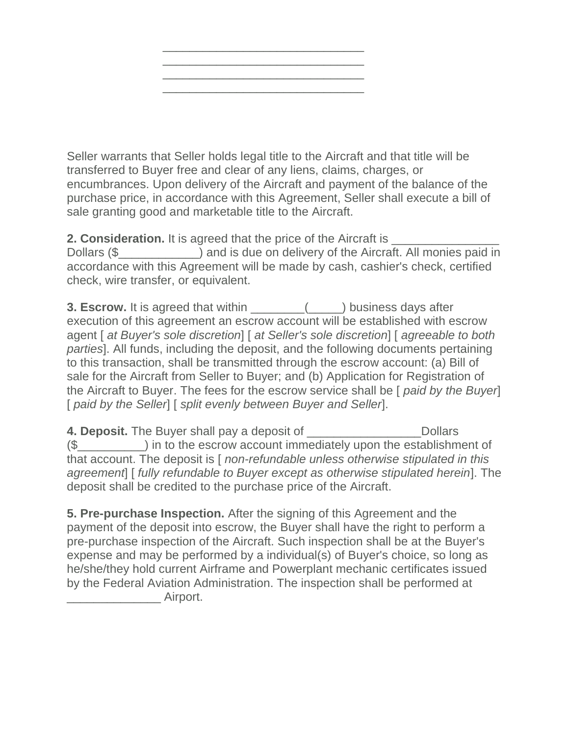_______________________________
_______________________________
_______________________________
_______________________________

Seller warrants that Seller holds legal title to the Aircraft and that title will be transferred to Buyer free and clear of any liens, claims, charges, or encumbrances. Upon delivery of the Aircraft and payment of the balance of the purchase price, in accordance with this Agreement, Seller shall execute a bill of sale granting good and marketable title to the Aircraft.

**2. Consideration.** It is agreed that the price of the Aircraft is ________________ Dollars ($____________) and is due on delivery of the Aircraft. All monies paid in accordance with this Agreement will be made by cash, cashier's check, certified check, wire transfer, or equivalent.

**3. Escrow.** It is agreed that within ________(_____) business days after execution of this agreement an escrow account will be established with escrow agent [ *at Buyer's sole discretion*] [ *at Seller's sole discretion*] [ *agreeable to both parties*]. All funds, including the deposit, and the following documents pertaining to this transaction, shall be transmitted through the escrow account: (a) Bill of sale for the Aircraft from Seller to Buyer; and (b) Application for Registration of the Aircraft to Buyer. The fees for the escrow service shall be [ *paid by the Buyer*] [ *paid by the Seller*] [ *split evenly between Buyer and Seller*].

**4. Deposit.** The Buyer shall pay a deposit of _________________Dollars ($__________) in to the escrow account immediately upon the establishment of that account. The deposit is [ *non-refundable unless otherwise stipulated in this agreement*] [ *fully refundable to Buyer except as otherwise stipulated herein*]. The deposit shall be credited to the purchase price of the Aircraft.

**5. Pre-purchase Inspection.** After the signing of this Agreement and the payment of the deposit into escrow, the Buyer shall have the right to perform a pre-purchase inspection of the Aircraft. Such inspection shall be at the Buyer's expense and may be performed by a individual(s) of Buyer's choice, so long as he/she/they hold current Airframe and Powerplant mechanic certificates issued by the Federal Aviation Administration. The inspection shall be performed at ______________ Airport.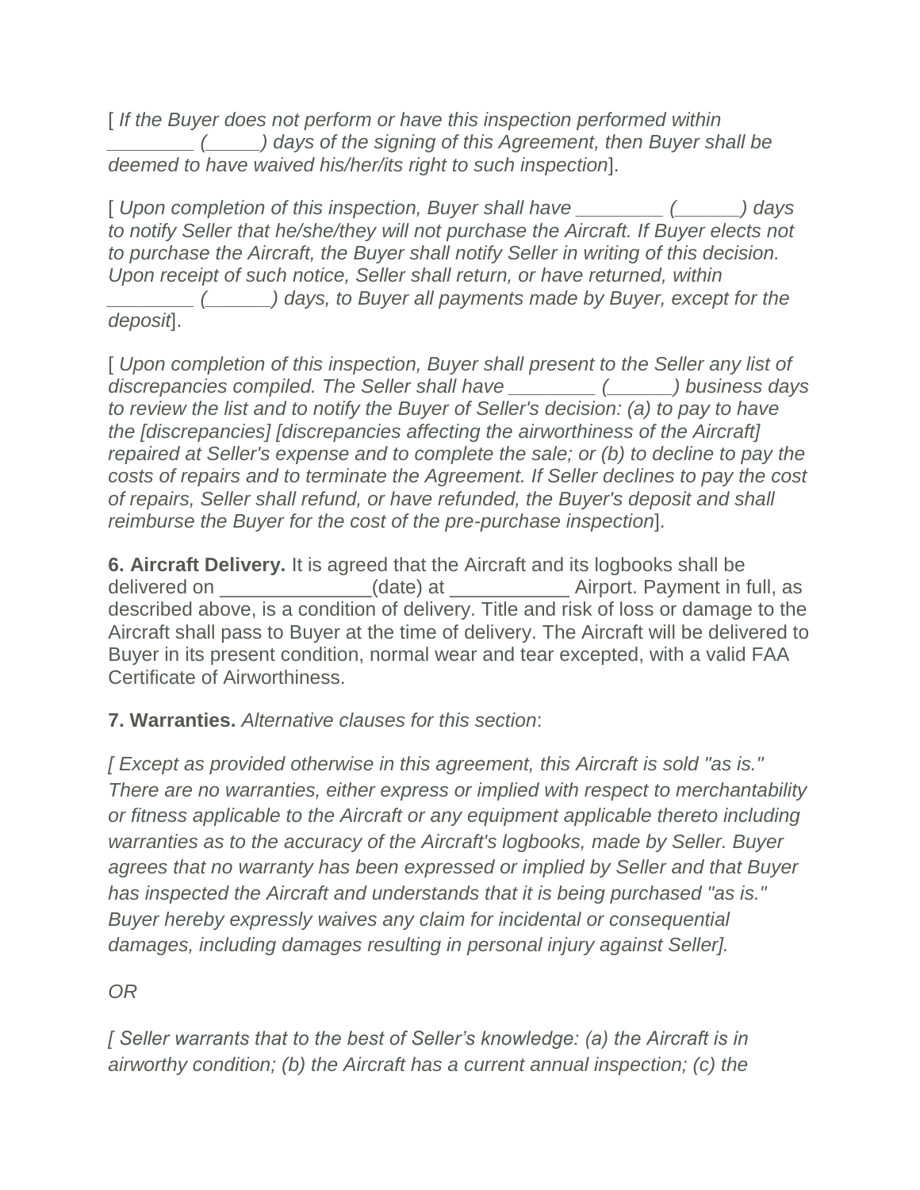[ *If the Buyer does not perform or have this inspection performed within ________ (_____) days of the signing of this Agreement, then Buyer shall be deemed to have waived his/her/its right to such inspection*].

[ *Upon completion of this inspection, Buyer shall have ________ (______) days to notify Seller that he/she/they will not purchase the Aircraft. If Buyer elects not to purchase the Aircraft, the Buyer shall notify Seller in writing of this decision. Upon receipt of such notice, Seller shall return, or have returned, within ________ (______) days, to Buyer all payments made by Buyer, except for the deposit*].

[ *Upon completion of this inspection, Buyer shall present to the Seller any list of discrepancies compiled. The Seller shall have ________ (______) business days to review the list and to notify the Buyer of Seller's decision: (a) to pay to have the [discrepancies] [discrepancies affecting the airworthiness of the Aircraft] repaired at Seller's expense and to complete the sale; or (b) to decline to pay the costs of repairs and to terminate the Agreement. If Seller declines to pay the cost of repairs, Seller shall refund, or have refunded, the Buyer's deposit and shall reimburse the Buyer for the cost of the pre-purchase inspection*].

**6. Aircraft Delivery.** It is agreed that the Aircraft and its logbooks shall be delivered on ______________(date) at ___________ Airport. Payment in full, as described above, is a condition of delivery. Title and risk of loss or damage to the Aircraft shall pass to Buyer at the time of delivery. The Aircraft will be delivered to Buyer in its present condition, normal wear and tear excepted, with a valid FAA Certificate of Airworthiness.

**7. Warranties.** *Alternative clauses for this section*:

*[ Except as provided otherwise in this agreement, this Aircraft is sold "as is." There are no warranties, either express or implied with respect to merchantability or fitness applicable to the Aircraft or any equipment applicable thereto including warranties as to the accuracy of the Aircraft's logbooks, made by Seller. Buyer agrees that no warranty has been expressed or implied by Seller and that Buyer has inspected the Aircraft and understands that it is being purchased "as is." Buyer hereby expressly waives any claim for incidental or consequential damages, including damages resulting in personal injury against Seller].*

*OR*

*[ Seller warrants that to the best of Seller's knowledge: (a) the Aircraft is in airworthy condition; (b) the Aircraft has a current annual inspection; (c) the*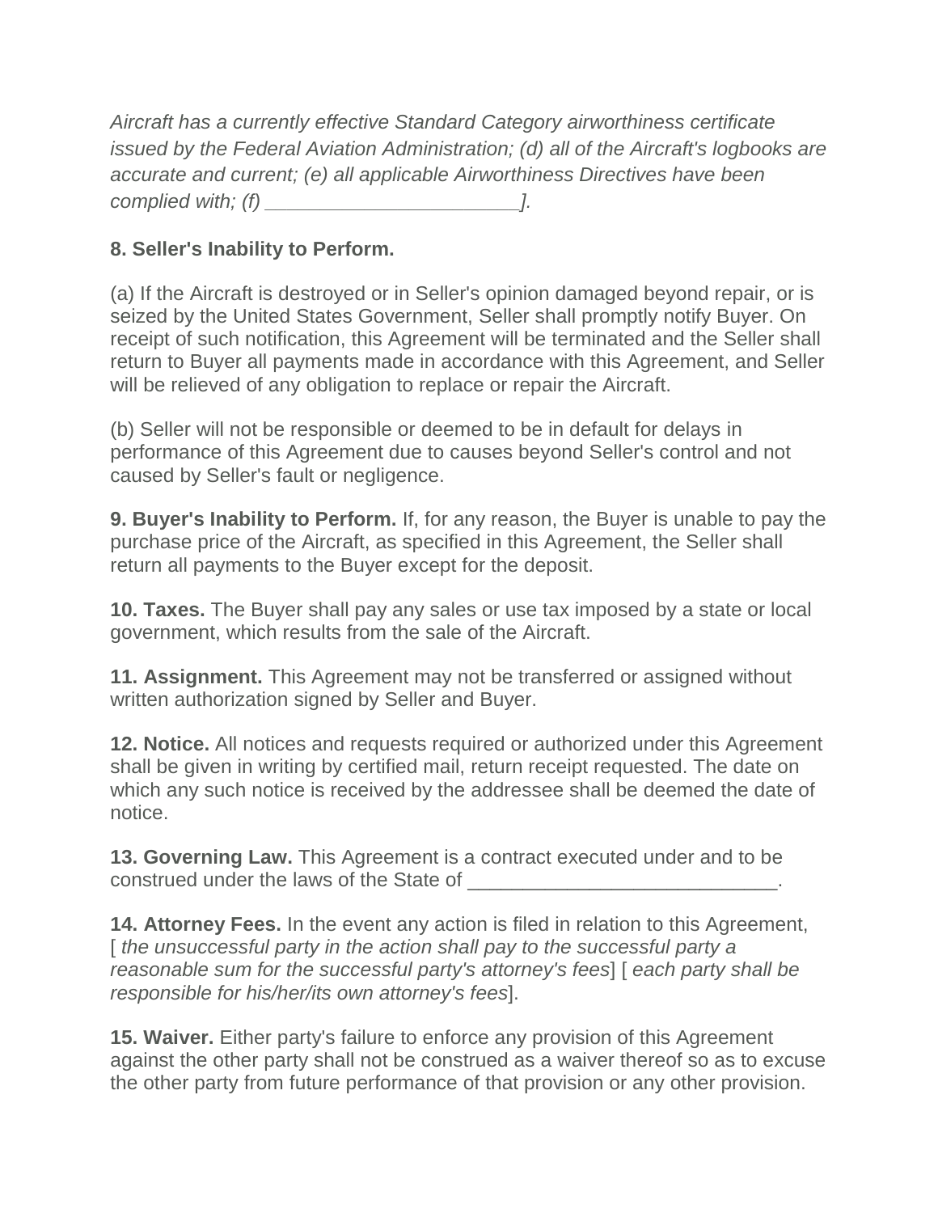*Aircraft has a currently effective Standard Category airworthiness certificate issued by the Federal Aviation Administration; (d) all of the Aircraft's logbooks are accurate and current; (e) all applicable Airworthiness Directives have been complied with; (f) ______________________].*

**8. Seller's Inability to Perform.**

(a) If the Aircraft is destroyed or in Seller's opinion damaged beyond repair, or is seized by the United States Government, Seller shall promptly notify Buyer. On receipt of such notification, this Agreement will be terminated and the Seller shall return to Buyer all payments made in accordance with this Agreement, and Seller will be relieved of any obligation to replace or repair the Aircraft.

(b) Seller will not be responsible or deemed to be in default for delays in performance of this Agreement due to causes beyond Seller's control and not caused by Seller's fault or negligence.

**9. Buyer's Inability to Perform.** If, for any reason, the Buyer is unable to pay the purchase price of the Aircraft, as specified in this Agreement, the Seller shall return all payments to the Buyer except for the deposit.

**10. Taxes.** The Buyer shall pay any sales or use tax imposed by a state or local government, which results from the sale of the Aircraft.

**11. Assignment.** This Agreement may not be transferred or assigned without written authorization signed by Seller and Buyer.

**12. Notice.** All notices and requests required or authorized under this Agreement shall be given in writing by certified mail, return receipt requested. The date on which any such notice is received by the addressee shall be deemed the date of notice.

**13. Governing Law.** This Agreement is a contract executed under and to be construed under the laws of the State of ____________________________.

**14. Attorney Fees.** In the event any action is filed in relation to this Agreement, [ *the unsuccessful party in the action shall pay to the successful party a reasonable sum for the successful party's attorney's fees*] [ *each party shall be responsible for his/her/its own attorney's fees*].

**15. Waiver.** Either party's failure to enforce any provision of this Agreement against the other party shall not be construed as a waiver thereof so as to excuse the other party from future performance of that provision or any other provision.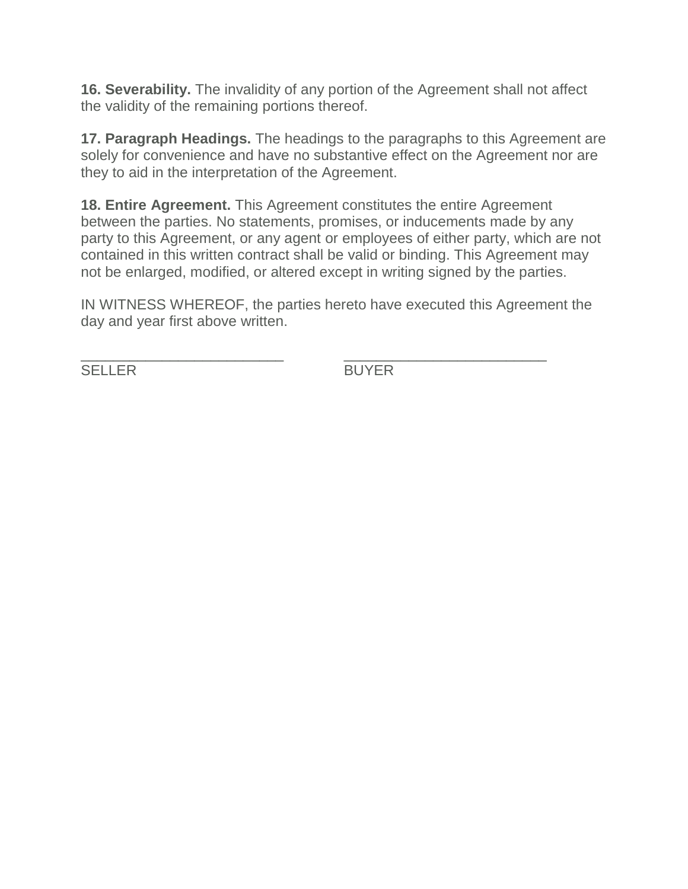**16. Severability.** The invalidity of any portion of the Agreement shall not affect the validity of the remaining portions thereof.

**17. Paragraph Headings.** The headings to the paragraphs to this Agreement are solely for convenience and have no substantive effect on the Agreement nor are they to aid in the interpretation of the Agreement.

**18. Entire Agreement.** This Agreement constitutes the entire Agreement between the parties. No statements, promises, or inducements made by any party to this Agreement, or any agent or employees of either party, which are not contained in this written contract shall be valid or binding. This Agreement may not be enlarged, modified, or altered except in writing signed by the parties.

IN WITNESS WHEREOF, the parties hereto have executed this Agreement the day and year first above written.

| | |
|---|---|
| _________________________ | _________________________ |
| SELLER | BUYER |